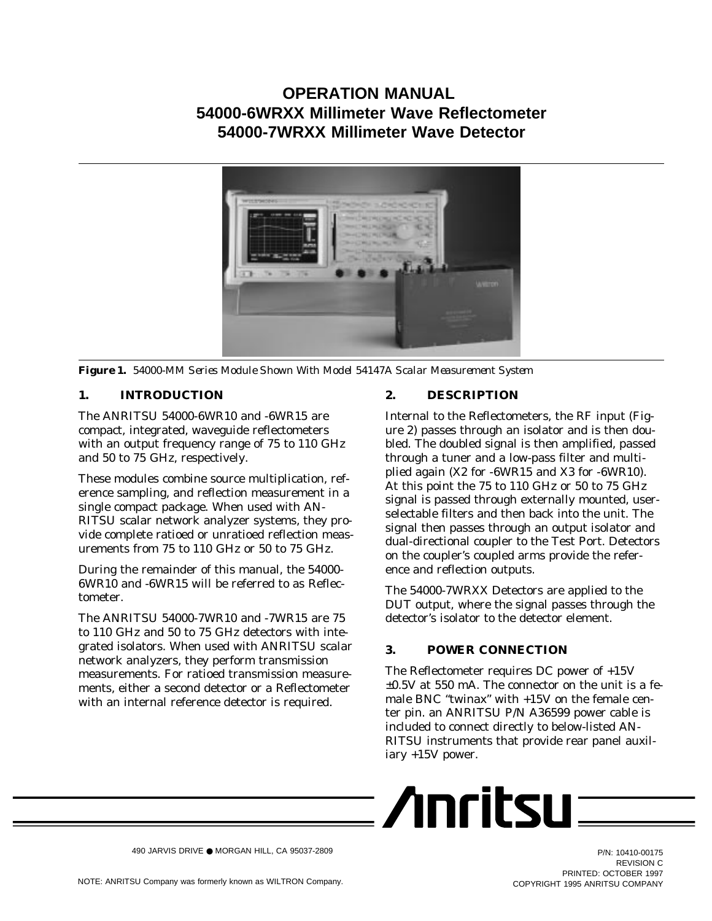# OPERATION MANUAL
# 54000-6WRXX Millimeter Wave Reflectometer
# 54000-7WRXX Millimeter Wave Detector

**Figure 1.** *54000-MM Series Module Shown With Model 54147A Scalar Measurement System*

## 1. INTRODUCTION

The ANRITSU 54000-6WR10 and -6WR15 are compact, integrated, waveguide reflectometers with an output frequency range of 75 to 110 GHz and 50 to 75 GHz, respectively.

These modules combine source multiplication, reference sampling, and reflection measurement in a single compact package. When used with ANRITSU scalar network analyzer systems, they provide complete ratioed or unratioed reflection measurements from 75 to 110 GHz or 50 to 75 GHz.

During the remainder of this manual, the 54000-6WR10 and -6WR15 will be referred to as Reflectometer.

The ANRITSU 54000-7WR10 and -7WR15 are 75 to 110 GHz and 50 to 75 GHz detectors with integrated isolators. When used with ANRITSU scalar network analyzers, they perform transmission measurements. For ratioed transmission measurements, either a second detector or a Reflectometer with an internal reference detector is required.

## 2. DESCRIPTION

Internal to the Reflectometers, the RF input (Figure 2) passes through an isolator and is then doubled. The doubled signal is then amplified, passed through a tuner and a low-pass filter and multiplied again (X2 for -6WR15 and X3 for -6WR10). At this point the 75 to 110 GHz or 50 to 75 GHz signal is passed through externally mounted, user-selectable filters and then back into the unit. The signal then passes through an output isolator and dual-directional coupler to the Test Port. Detectors on the coupler's coupled arms provide the reference and reflection outputs.

The 54000-7WRXX Detectors are applied to the DUT output, where the signal passes through the detector's isolator to the detector element.

## 3. POWER CONNECTION

The Reflectometer requires DC power of +15V ±0.5V at 550 mA. The connector on the unit is a female BNC "twinax" with +15V on the female center pin. an ANRITSU P/N A36599 power cable is included to connect directly to below-listed ANRITSU instruments that provide rear panel auxiliary +15V power.

490 JARVIS DRIVE ● MORGAN HILL, CA 95037-2809

NOTE: ANRITSU Company was formerly known as WILTRON Company.

P/N: 10410-00175
REVISION C
PRINTED: OCTOBER 1997
COPYRIGHT 1995 ANRITSU COMPANY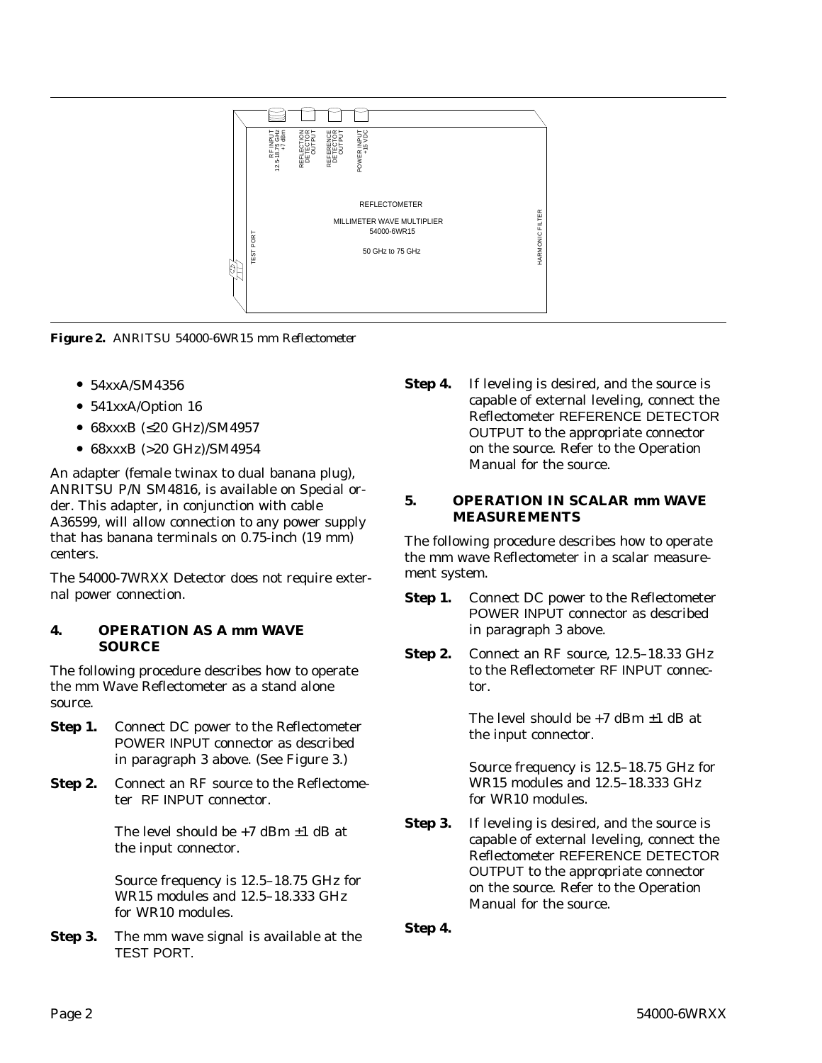**Figure 2.** *ANRITSU 54000-6WR15 mm Reflectometer*

- 54xxA/SM4356
- 541xxA/Option 16
- 68xxxB (≤20 GHz)/SM4957
- 68xxxB (>20 GHz)/SM4954

An adapter (female twinax to dual banana plug), ANRITSU P/N SM4816, is available on Special order. This adapter, in conjunction with cable A36599, will allow connection to any power supply that has banana terminals on 0.75-inch (19 mm) centers.

The 54000-7WRXX Detector does not require external power connection.

## 4. OPERATION AS A mm WAVE SOURCE

The following procedure describes how to operate the mm Wave Reflectometer as a stand alone source.

**Step 1.** Connect DC power to the Reflectometer POWER INPUT connector as described in paragraph 3 above. (See Figure 3.)

**Step 2.** Connect an RF source to the Reflectometer RF INPUT connector.

The level should be +7 dBm ±1 dB at the input connector.

Source frequency is 12.5–18.75 GHz for WR15 modules and 12.5–18.333 GHz for WR10 modules.

**Step 3.** The mm wave signal is available at the TEST PORT.

**Step 4.** If leveling is desired, and the source is capable of external leveling, connect the Reflectometer REFERENCE DETECTOR OUTPUT to the appropriate connector on the source. Refer to the Operation Manual for the source.

## 5. OPERATION IN SCALAR mm WAVE MEASUREMENTS

The following procedure describes how to operate the mm wave Reflectometer in a scalar measurement system.

**Step 1.** Connect DC power to the Reflectometer POWER INPUT connector as described in paragraph 3 above.

**Step 2.** Connect an RF source, 12.5–18.33 GHz to the Reflectometer RF INPUT connector.

The level should be +7 dBm ±1 dB at the input connector.

Source frequency is 12.5–18.75 GHz for WR15 modules and 12.5–18.333 GHz for WR10 modules.

**Step 3.** If leveling is desired, and the source is capable of external leveling, connect the Reflectometer REFERENCE DETECTOR OUTPUT to the appropriate connector on the source. Refer to the Operation Manual for the source.

**Step 4.**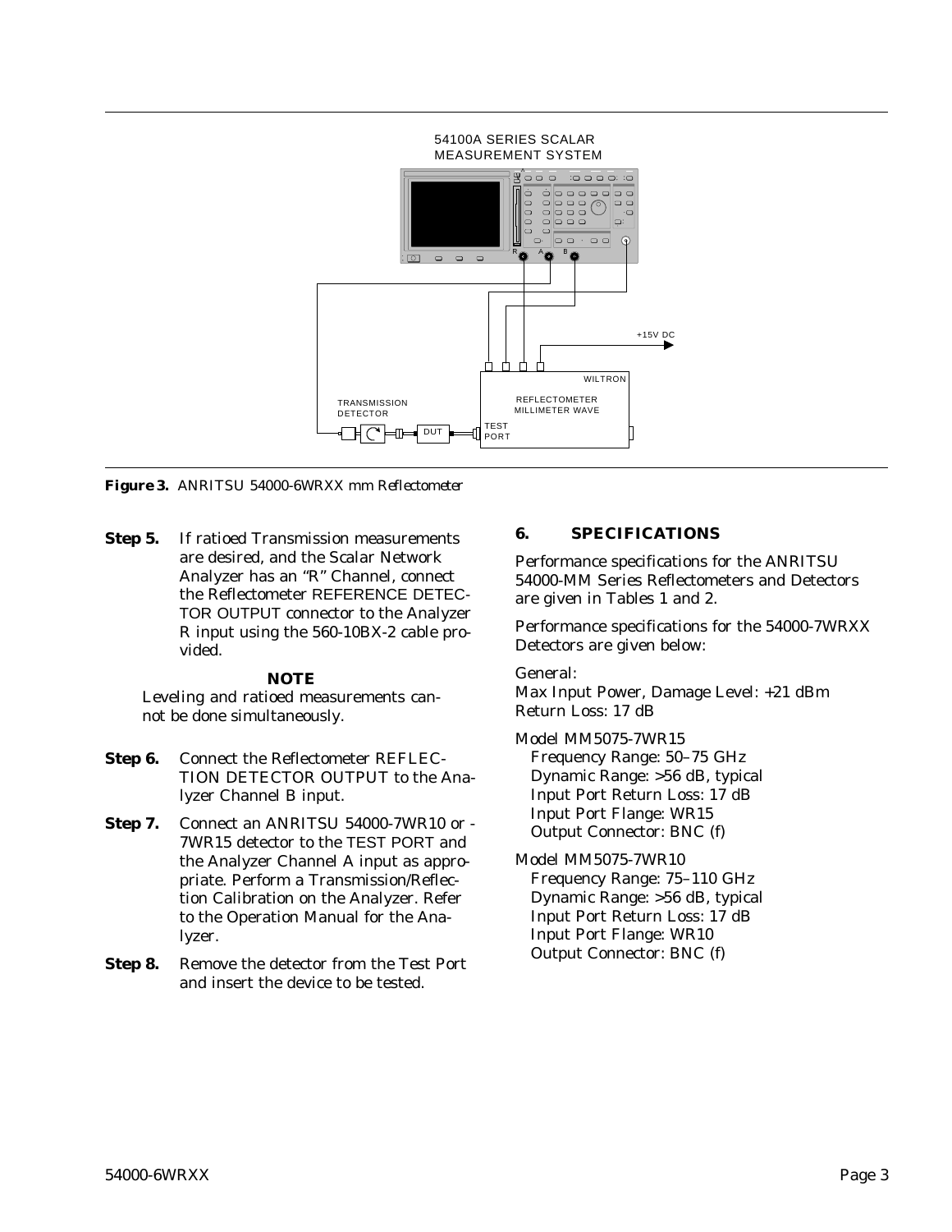**Figure 3.** ANRITSU 54000-6WRXX mm Reflectometer

**Step 5.** If ratioed Transmission measurements are desired, and the Scalar Network Analyzer has an “R” Channel, connect the Reflectometer REFERENCE DETECTOR OUTPUT connector to the Analyzer R input using the 560-10BX-2 cable provided.

**NOTE**

Leveling and ratioed measurements cannot be done simultaneously.

**Step 6.** Connect the Reflectometer REFLECTION DETECTOR OUTPUT to the Analyzer Channel B input.

**Step 7.** Connect an ANRITSU 54000-7WR10 or -7WR15 detector to the TEST PORT and the Analyzer Channel A input as appropriate. Perform a Transmission/Reflection Calibration on the Analyzer. Refer to the Operation Manual for the Analyzer.

**Step 8.** Remove the detector from the Test Port and insert the device to be tested.

## 6. SPECIFICATIONS

Performance specifications for the ANRITSU 54000-MM Series Reflectometers and Detectors are given in Tables 1 and 2.

Performance specifications for the 54000-7WRXX Detectors are given below:

General:
Max Input Power, Damage Level: +21 dBm
Return Loss: 17 dB

Model MM5075-7WR15
- Frequency Range: 50–75 GHz
- Dynamic Range: >56 dB, typical
- Input Port Return Loss: 17 dB
- Input Port Flange: WR15
- Output Connector: BNC (f)

Model MM5075-7WR10
- Frequency Range: 75–110 GHz
- Dynamic Range: >56 dB, typical
- Input Port Return Loss: 17 dB
- Input Port Flange: WR10
- Output Connector: BNC (f)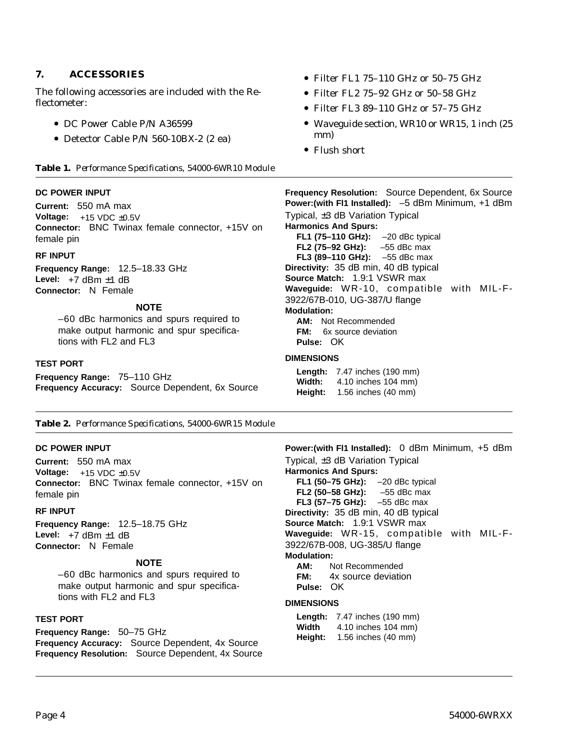## 7. ACCESSORIES

The following accessories are included with the Reflectometer:

- DC Power Cable P/N A36599
- Detector Cable P/N 560-10BX-2 (2 ea)
- Filter FL1 75–110 GHz or 50–75 GHz
- Filter FL2 75–92 GHz or 50–58 GHz
- Filter FL3 89–110 GHz or 57–75 GHz
- Waveguide section, WR10 or WR15, 1 inch (25 mm)
- Flush short

**Table 1.** *Performance Specifications, 54000-6WR10 Module*

**DC POWER INPUT**

**Current:** 550 mA max
**Voltage:** +15 VDC ±0.5V
**Connector:** BNC Twinax female connector, +15V on female pin

**RF INPUT**

**Frequency Range:** 12.5–18.33 GHz
**Level:** +7 dBm ±1 dB
**Connector:** N Female

**NOTE**

–60 dBc harmonics and spurs required to make output harmonic and spur specifications with FL2 and FL3

**TEST PORT**

**Frequency Range:** 75–110 GHz
**Frequency Accuracy:** Source Dependent, 6x Source
**Frequency Resolution:** Source Dependent, 6x Source
**Power:(with Fl1 Installed):** –5 dBm Minimum, +1 dBm Typical, ±3 dB Variation Typical
**Harmonics And Spurs:**
**FL1 (75–110 GHz):** –20 dBc typical
**FL2 (75–92 GHz):** –55 dBc max
**FL3 (89–110 GHz):** –55 dBc max
**Directivity:** 35 dB min, 40 dB typical
**Source Match:** 1.9:1 VSWR max
**Waveguide:** WR-10, compatible with MIL-F-3922/67B-010, UG-387/U flange
**Modulation:**
**AM:** Not Recommended
**FM:** 6x source deviation
**Pulse:** OK

**DIMENSIONS**

**Length:** 7.47 inches (190 mm)
**Width:** 4.10 inches 104 mm)
**Height:** 1.56 inches (40 mm)

**Table 2.** *Performance Specifications, 54000-6WR15 Module*

**DC POWER INPUT**

**Current:** 550 mA max
**Voltage:** +15 VDC ±0.5V
**Connector:** BNC Twinax female connector, +15V on female pin

**RF INPUT**

**Frequency Range:** 12.5–18.75 GHz
**Level:** +7 dBm ±1 dB
**Connector:** N Female

**NOTE**

–60 dBc harmonics and spurs required to make output harmonic and spur specifications with FL2 and FL3

**TEST PORT**

**Frequency Range:** 50–75 GHz
**Frequency Accuracy:** Source Dependent, 4x Source
**Frequency Resolution:** Source Dependent, 4x Source
**Power:(with Fl1 Installed):** 0 dBm Minimum, +5 dBm Typical, ±3 dB Variation Typical
**Harmonics And Spurs:**
**FL1 (50–75 GHz):** –20 dBc typical
**FL2 (50–58 GHz):** –55 dBc max
**FL3 (57–75 GHz):** –55 dBc max
**Directivity:** 35 dB min, 40 dB typical
**Source Match:** 1.9:1 VSWR max
**Waveguide:** WR-15, compatible with MIL-F-3922/67B-008, UG-385/U flange
**Modulation:**
**AM:** Not Recommended
**FM:** 4x source deviation
**Pulse:** OK

**DIMENSIONS**

**Length:** 7.47 inches (190 mm)
**Width** 4.10 inches 104 mm)
**Height:** 1.56 inches (40 mm)